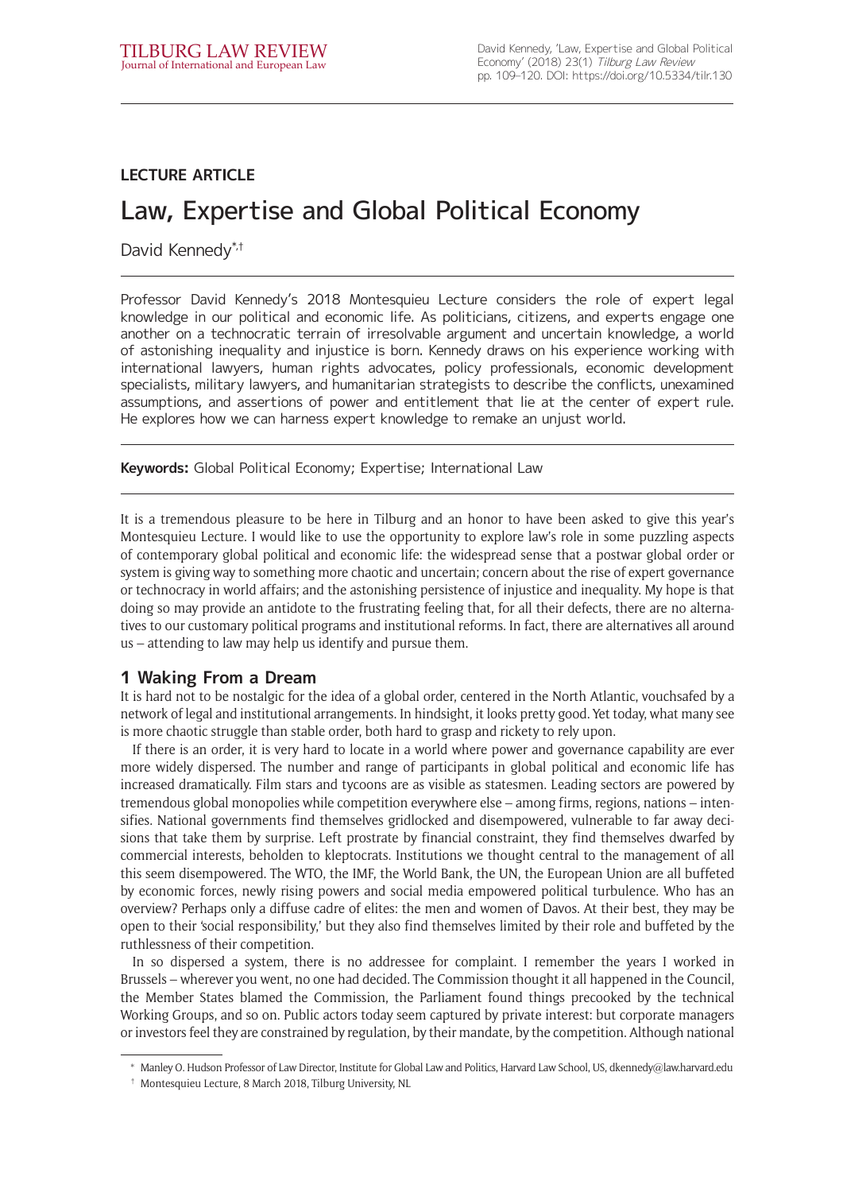LECTURE ARTICLE

# Law, Expertise and Global Political Economy

David Kennedy[*,†]

Professor David Kennedy's 2018 Montesquieu Lecture considers the role of expert legal knowledge in our political and economic life. As politicians, citizens, and experts engage one another on a technocratic terrain of irresolvable argument and uncertain knowledge, a world of astonishing inequality and injustice is born. Kennedy draws on his experience working with international lawyers, human rights advocates, policy professionals, economic development specialists, military lawyers, and humanitarian strategists to describe the conflicts, unexamined assumptions, and assertions of power and entitlement that lie at the center of expert rule. He explores how we can harness expert knowledge to remake an unjust world.

**Keywords:** Global Political Economy; Expertise; International Law

It is a tremendous pleasure to be here in Tilburg and an honor to have been asked to give this year's Montesquieu Lecture. I would like to use the opportunity to explore law's role in some puzzling aspects of contemporary global political and economic life: the widespread sense that a postwar global order or system is giving way to something more chaotic and uncertain; concern about the rise of expert governance or technocracy in world affairs; and the astonishing persistence of injustice and inequality. My hope is that doing so may provide an antidote to the frustrating feeling that, for all their defects, there are no alternatives to our customary political programs and institutional reforms. In fact, there are alternatives all around us – attending to law may help us identify and pursue them.

## 1 Waking From a Dream

It is hard not to be nostalgic for the idea of a global order, centered in the North Atlantic, vouchsafed by a network of legal and institutional arrangements. In hindsight, it looks pretty good. Yet today, what many see is more chaotic struggle than stable order, both hard to grasp and rickety to rely upon.

If there is an order, it is very hard to locate in a world where power and governance capability are ever more widely dispersed. The number and range of participants in global political and economic life has increased dramatically. Film stars and tycoons are as visible as statesmen. Leading sectors are powered by tremendous global monopolies while competition everywhere else – among firms, regions, nations – intensifies. National governments find themselves gridlocked and disempowered, vulnerable to far away decisions that take them by surprise. Left prostrate by financial constraint, they find themselves dwarfed by commercial interests, beholden to kleptocrats. Institutions we thought central to the management of all this seem disempowered. The WTO, the IMF, the World Bank, the UN, the European Union are all buffeted by economic forces, newly rising powers and social media empowered political turbulence. Who has an overview? Perhaps only a diffuse cadre of elites: the men and women of Davos. At their best, they may be open to their 'social responsibility,' but they also find themselves limited by their role and buffeted by the ruthlessness of their competition.

In so dispersed a system, there is no addressee for complaint. I remember the years I worked in Brussels – wherever you went, no one had decided. The Commission thought it all happened in the Council, the Member States blamed the Commission, the Parliament found things precooked by the technical Working Groups, and so on. Public actors today seem captured by private interest: but corporate managers or investors feel they are constrained by regulation, by their mandate, by the competition. Although national

[*] Manley O. Hudson Professor of Law Director, Institute for Global Law and Politics, Harvard Law School, US, dkennedy@law.harvard.edu

[†] Montesquieu Lecture, 8 March 2018, Tilburg University, NL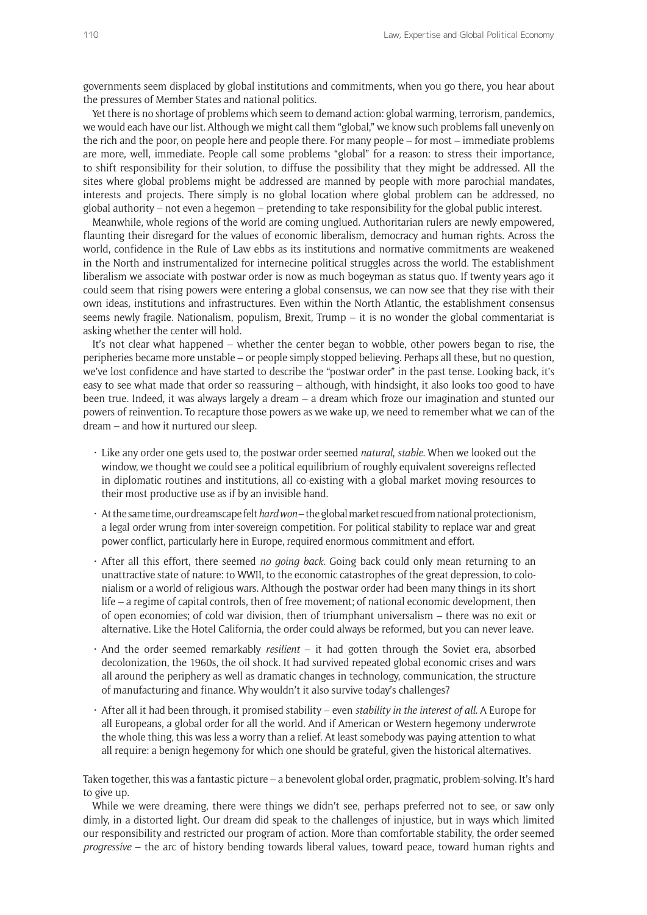governments seem displaced by global institutions and commitments, when you go there, you hear about the pressures of Member States and national politics.

Yet there is no shortage of problems which seem to demand action: global warming, terrorism, pandemics, we would each have our list. Although we might call them "global," we know such problems fall unevenly on the rich and the poor, on people here and people there. For many people – for most – immediate problems are more, well, immediate. People call some problems "global" for a reason: to stress their importance, to shift responsibility for their solution, to diffuse the possibility that they might be addressed. All the sites where global problems might be addressed are manned by people with more parochial mandates, interests and projects. There simply is no global location where global problem can be addressed, no global authority – not even a hegemon – pretending to take responsibility for the global public interest.

Meanwhile, whole regions of the world are coming unglued. Authoritarian rulers are newly empowered, flaunting their disregard for the values of economic liberalism, democracy and human rights. Across the world, confidence in the Rule of Law ebbs as its institutions and normative commitments are weakened in the North and instrumentalized for internecine political struggles across the world. The establishment liberalism we associate with postwar order is now as much bogeyman as status quo. If twenty years ago it could seem that rising powers were entering a global consensus, we can now see that they rise with their own ideas, institutions and infrastructures. Even within the North Atlantic, the establishment consensus seems newly fragile. Nationalism, populism, Brexit, Trump – it is no wonder the global commentariat is asking whether the center will hold.

It's not clear what happened – whether the center began to wobble, other powers began to rise, the peripheries became more unstable – or people simply stopped believing. Perhaps all these, but no question, we've lost confidence and have started to describe the "postwar order" in the past tense. Looking back, it's easy to see what made that order so reassuring – although, with hindsight, it also looks too good to have been true. Indeed, it was always largely a dream – a dream which froze our imagination and stunted our powers of reinvention. To recapture those powers as we wake up, we need to remember what we can of the dream – and how it nurtured our sleep.

- Like any order one gets used to, the postwar order seemed *natural, stable*. When we looked out the window, we thought we could see a political equilibrium of roughly equivalent sovereigns reflected in diplomatic routines and institutions, all co-existing with a global market moving resources to their most productive use as if by an invisible hand.
- At the same time, our dreamscape felt *hard won* – the global market rescued from national protectionism, a legal order wrung from inter-sovereign competition. For political stability to replace war and great power conflict, particularly here in Europe, required enormous commitment and effort.
- After all this effort, there seemed *no going back*. Going back could only mean returning to an unattractive state of nature: to WWII, to the economic catastrophes of the great depression, to colonialism or a world of religious wars. Although the postwar order had been many things in its short life – a regime of capital controls, then of free movement; of national economic development, then of open economies; of cold war division, then of triumphant universalism – there was no exit or alternative. Like the Hotel California, the order could always be reformed, but you can never leave.
- And the order seemed remarkably *resilient* – it had gotten through the Soviet era, absorbed decolonization, the 1960s, the oil shock. It had survived repeated global economic crises and wars all around the periphery as well as dramatic changes in technology, communication, the structure of manufacturing and finance. Why wouldn't it also survive today's challenges?
- After all it had been through, it promised stability – even *stability in the interest of all*. A Europe for all Europeans, a global order for all the world. And if American or Western hegemony underwrote the whole thing, this was less a worry than a relief. At least somebody was paying attention to what all require: a benign hegemony for which one should be grateful, given the historical alternatives.

Taken together, this was a fantastic picture – a benevolent global order, pragmatic, problem-solving. It's hard to give up.

While we were dreaming, there were things we didn't see, perhaps preferred not to see, or saw only dimly, in a distorted light. Our dream did speak to the challenges of injustice, but in ways which limited our responsibility and restricted our program of action. More than comfortable stability, the order seemed *progressive* – the arc of history bending towards liberal values, toward peace, toward human rights and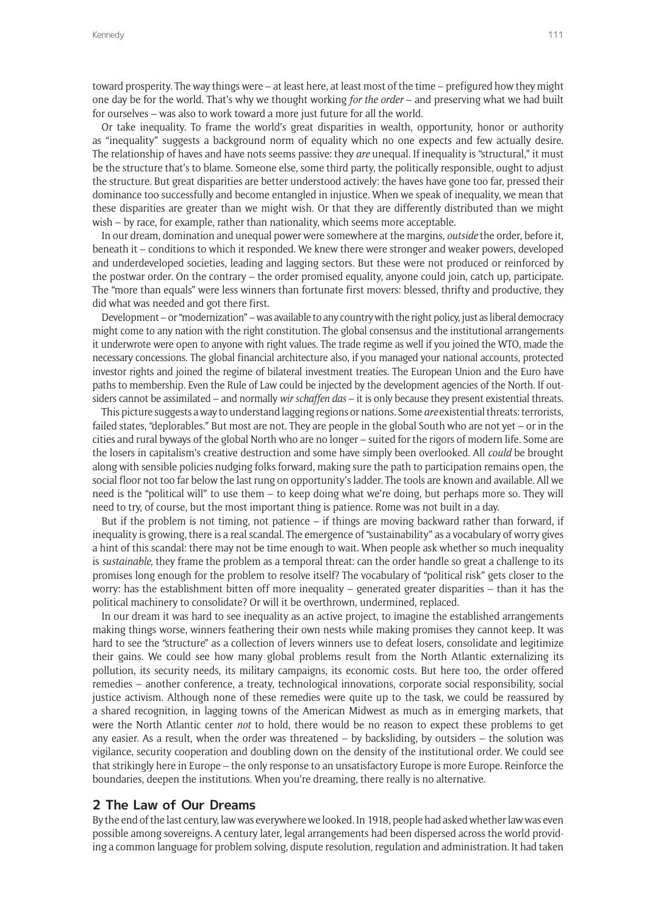toward prosperity. The way things were – at least here, at least most of the time – prefigured how they might one day be for the world. That's why we thought working *for the order* – and preserving what we had built for ourselves – was also to work toward a more just future for all the world.

Or take inequality. To frame the world's great disparities in wealth, opportunity, honor or authority as "inequality" suggests a background norm of equality which no one expects and few actually desire. The relationship of haves and have nots seems passive: they *are* unequal. If inequality is "structural," it must be the structure that's to blame. Someone else, some third party, the politically responsible, ought to adjust the structure. But great disparities are better understood actively: the haves have gone too far, pressed their dominance too successfully and become entangled in injustice. When we speak of inequality, we mean that these disparities are greater than we might wish. Or that they are differently distributed than we might wish – by race, for example, rather than nationality, which seems more acceptable.

In our dream, domination and unequal power were somewhere at the margins, *outside* the order, before it, beneath it – conditions to which it responded. We knew there were stronger and weaker powers, developed and underdeveloped societies, leading and lagging sectors. But these were not produced or reinforced by the postwar order. On the contrary – the order promised equality, anyone could join, catch up, participate. The "more than equals" were less winners than fortunate first movers: blessed, thrifty and productive, they did what was needed and got there first.

Development – or "modernization" – was available to any country with the right policy, just as liberal democracy might come to any nation with the right constitution. The global consensus and the institutional arrangements it underwrote were open to anyone with right values. The trade regime as well if you joined the WTO, made the necessary concessions. The global financial architecture also, if you managed your national accounts, protected investor rights and joined the regime of bilateral investment treaties. The European Union and the Euro have paths to membership. Even the Rule of Law could be injected by the development agencies of the North. If outsiders cannot be assimilated – and normally *wir schaffen das* – it is only because they present existential threats.

This picture suggests a way to understand lagging regions or nations. Some *are* existential threats: terrorists, failed states, "deplorables." But most are not. They are people in the global South who are not yet – or in the cities and rural byways of the global North who are no longer – suited for the rigors of modern life. Some are the losers in capitalism's creative destruction and some have simply been overlooked. All *could* be brought along with sensible policies nudging folks forward, making sure the path to participation remains open, the social floor not too far below the last rung on opportunity's ladder. The tools are known and available. All we need is the "political will" to use them – to keep doing what we're doing, but perhaps more so. They will need to try, of course, but the most important thing is patience. Rome was not built in a day.

But if the problem is not timing, not patience – if things are moving backward rather than forward, if inequality is growing, there is a real scandal. The emergence of "sustainability" as a vocabulary of worry gives a hint of this scandal: there may not be time enough to wait. When people ask whether so much inequality is *sustainable*, they frame the problem as a temporal threat: can the order handle so great a challenge to its promises long enough for the problem to resolve itself? The vocabulary of "political risk" gets closer to the worry: has the establishment bitten off more inequality – generated greater disparities – than it has the political machinery to consolidate? Or will it be overthrown, undermined, replaced.

In our dream it was hard to see inequality as an active project, to imagine the established arrangements making things worse, winners feathering their own nests while making promises they cannot keep. It was hard to see the "structure" as a collection of levers winners use to defeat losers, consolidate and legitimize their gains. We could see how many global problems result from the North Atlantic externalizing its pollution, its security needs, its military campaigns, its economic costs. But here too, the order offered remedies – another conference, a treaty, technological innovations, corporate social responsibility, social justice activism. Although none of these remedies were quite up to the task, we could be reassured by a shared recognition, in lagging towns of the American Midwest as much as in emerging markets, that were the North Atlantic center *not* to hold, there would be no reason to expect these problems to get any easier. As a result, when the order was threatened – by backsliding, by outsiders – the solution was vigilance, security cooperation and doubling down on the density of the institutional order. We could see that strikingly here in Europe – the only response to an unsatisfactory Europe is more Europe. Reinforce the boundaries, deepen the institutions. When you're dreaming, there really is no alternative.

## 2 The Law of Our Dreams

By the end of the last century, law was everywhere we looked. In 1918, people had asked whether law was even possible among sovereigns. A century later, legal arrangements had been dispersed across the world providing a common language for problem solving, dispute resolution, regulation and administration. It had taken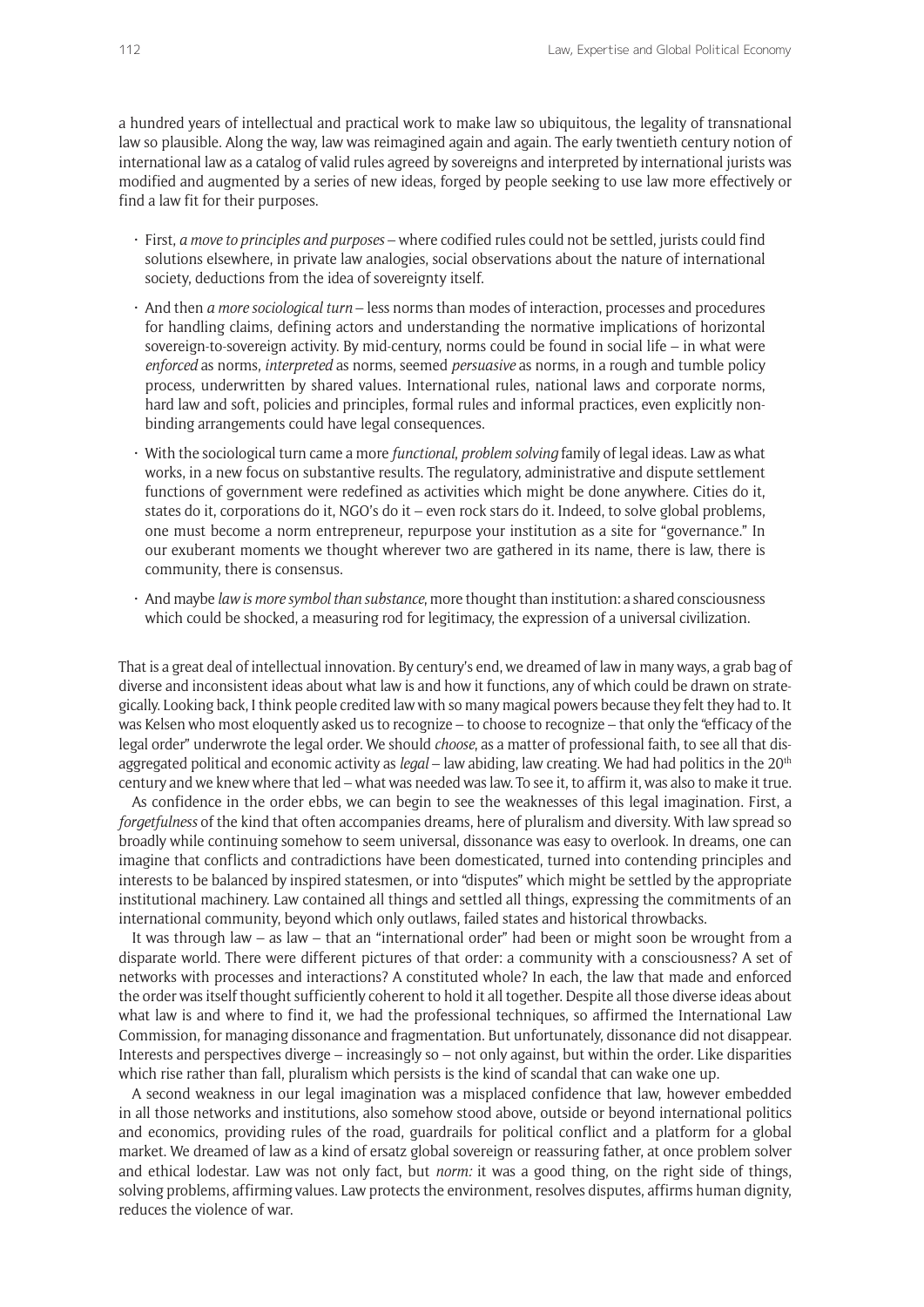a hundred years of intellectual and practical work to make law so ubiquitous, the legality of transnational law so plausible. Along the way, law was reimagined again and again. The early twentieth century notion of international law as a catalog of valid rules agreed by sovereigns and interpreted by international jurists was modified and augmented by a series of new ideas, forged by people seeking to use law more effectively or find a law fit for their purposes.

- First, *a move to principles and purposes* – where codified rules could not be settled, jurists could find solutions elsewhere, in private law analogies, social observations about the nature of international society, deductions from the idea of sovereignty itself.
- And then *a more sociological turn* – less norms than modes of interaction, processes and procedures for handling claims, defining actors and understanding the normative implications of horizontal sovereign-to-sovereign activity. By mid-century, norms could be found in social life – in what were *enforced* as norms, *interpreted* as norms, seemed *persuasive* as norms, in a rough and tumble policy process, underwritten by shared values. International rules, national laws and corporate norms, hard law and soft, policies and principles, formal rules and informal practices, even explicitly non-binding arrangements could have legal consequences.
- With the sociological turn came a more *functional*, *problem solving* family of legal ideas. Law as what works, in a new focus on substantive results. The regulatory, administrative and dispute settlement functions of government were redefined as activities which might be done anywhere. Cities do it, states do it, corporations do it, NGO's do it – even rock stars do it. Indeed, to solve global problems, one must become a norm entrepreneur, repurpose your institution as a site for "governance." In our exuberant moments we thought wherever two are gathered in its name, there is law, there is community, there is consensus.
- And maybe *law is more symbol than substance*, more thought than institution: a shared consciousness which could be shocked, a measuring rod for legitimacy, the expression of a universal civilization.

That is a great deal of intellectual innovation. By century's end, we dreamed of law in many ways, a grab bag of diverse and inconsistent ideas about what law is and how it functions, any of which could be drawn on strategically. Looking back, I think people credited law with so many magical powers because they felt they had to. It was Kelsen who most eloquently asked us to recognize – to choose to recognize – that only the "efficacy of the legal order" underwrote the legal order. We should *choose*, as a matter of professional faith, to see all that disaggregated political and economic activity as *legal* – law abiding, law creating. We had had politics in the 20th century and we knew where that led – what was needed was law. To see it, to affirm it, was also to make it true.

As confidence in the order ebbs, we can begin to see the weaknesses of this legal imagination. First, a *forgetfulness* of the kind that often accompanies dreams, here of pluralism and diversity. With law spread so broadly while continuing somehow to seem universal, dissonance was easy to overlook. In dreams, one can imagine that conflicts and contradictions have been domesticated, turned into contending principles and interests to be balanced by inspired statesmen, or into "disputes" which might be settled by the appropriate institutional machinery. Law contained all things and settled all things, expressing the commitments of an international community, beyond which only outlaws, failed states and historical throwbacks.

It was through law – as law – that an "international order" had been or might soon be wrought from a disparate world. There were different pictures of that order: a community with a consciousness? A set of networks with processes and interactions? A constituted whole? In each, the law that made and enforced the order was itself thought sufficiently coherent to hold it all together. Despite all those diverse ideas about what law is and where to find it, we had the professional techniques, so affirmed the International Law Commission, for managing dissonance and fragmentation. But unfortunately, dissonance did not disappear. Interests and perspectives diverge – increasingly so – not only against, but within the order. Like disparities which rise rather than fall, pluralism which persists is the kind of scandal that can wake one up.

A second weakness in our legal imagination was a misplaced confidence that law, however embedded in all those networks and institutions, also somehow stood above, outside or beyond international politics and economics, providing rules of the road, guardrails for political conflict and a platform for a global market. We dreamed of law as a kind of ersatz global sovereign or reassuring father, at once problem solver and ethical lodestar. Law was not only fact, but *norm:* it was a good thing, on the right side of things, solving problems, affirming values. Law protects the environment, resolves disputes, affirms human dignity, reduces the violence of war.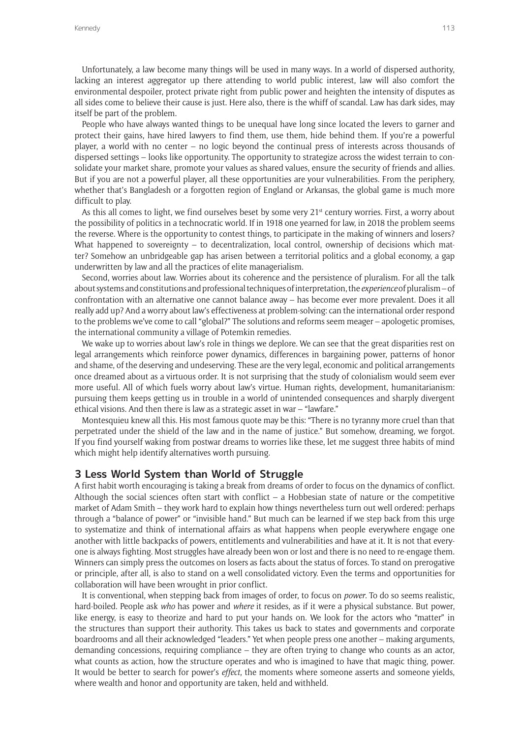Unfortunately, a law become many things will be used in many ways. In a world of dispersed authority, lacking an interest aggregator up there attending to world public interest, law will also comfort the environmental despoiler, protect private right from public power and heighten the intensity of disputes as all sides come to believe their cause is just. Here also, there is the whiff of scandal. Law has dark sides, may itself be part of the problem.

People who have always wanted things to be unequal have long since located the levers to garner and protect their gains, have hired lawyers to find them, use them, hide behind them. If you're a powerful player, a world with no center – no logic beyond the continual press of interests across thousands of dispersed settings – looks like opportunity. The opportunity to strategize across the widest terrain to consolidate your market share, promote your values as shared values, ensure the security of friends and allies. But if you are not a powerful player, all these opportunities are your vulnerabilities. From the periphery, whether that's Bangladesh or a forgotten region of England or Arkansas, the global game is much more difficult to play.

As this all comes to light, we find ourselves beset by some very 21st century worries. First, a worry about the possibility of politics in a technocratic world. If in 1918 one yearned for law, in 2018 the problem seems the reverse. Where is the opportunity to contest things, to participate in the making of winners and losers? What happened to sovereignty – to decentralization, local control, ownership of decisions which matter? Somehow an unbridgeable gap has arisen between a territorial politics and a global economy, a gap underwritten by law and all the practices of elite managerialism.

Second, worries about law. Worries about its coherence and the persistence of pluralism. For all the talk about systems and constitutions and professional techniques of interpretation, the *experience* of pluralism – of confrontation with an alternative one cannot balance away – has become ever more prevalent. Does it all really add up? And a worry about law's effectiveness at problem-solving: can the international order respond to the problems we've come to call "global?" The solutions and reforms seem meager – apologetic promises, the international community a village of Potemkin remedies.

We wake up to worries about law's role in things we deplore. We can see that the great disparities rest on legal arrangements which reinforce power dynamics, differences in bargaining power, patterns of honor and shame, of the deserving and undeserving. These are the very legal, economic and political arrangements once dreamed about as a virtuous order. It is not surprising that the study of colonialism would seem ever more useful. All of which fuels worry about law's virtue. Human rights, development, humanitarianism: pursuing them keeps getting us in trouble in a world of unintended consequences and sharply divergent ethical visions. And then there is law as a strategic asset in war – "lawfare."

Montesquieu knew all this. His most famous quote may be this: "There is no tyranny more cruel than that perpetrated under the shield of the law and in the name of justice." But somehow, dreaming, we forgot. If you find yourself waking from postwar dreams to worries like these, let me suggest three habits of mind which might help identify alternatives worth pursuing.

## 3 Less World System than World of Struggle

A first habit worth encouraging is taking a break from dreams of order to focus on the dynamics of conflict. Although the social sciences often start with conflict – a Hobbesian state of nature or the competitive market of Adam Smith – they work hard to explain how things nevertheless turn out well ordered: perhaps through a "balance of power" or "invisible hand." But much can be learned if we step back from this urge to systematize and think of international affairs as what happens when people everywhere engage one another with little backpacks of powers, entitlements and vulnerabilities and have at it. It is not that everyone is always fighting. Most struggles have already been won or lost and there is no need to re-engage them. Winners can simply press the outcomes on losers as facts about the status of forces. To stand on prerogative or principle, after all, is also to stand on a well consolidated victory. Even the terms and opportunities for collaboration will have been wrought in prior conflict.

It is conventional, when stepping back from images of order, to focus on *power*. To do so seems realistic, hard-boiled. People ask *who* has power and *where* it resides, as if it were a physical substance. But power, like energy, is easy to theorize and hard to put your hands on. We look for the actors who "matter" in the structures than support their authority. This takes us back to states and governments and corporate boardrooms and all their acknowledged "leaders." Yet when people press one another – making arguments, demanding concessions, requiring compliance – they are often trying to change who counts as an actor, what counts as action, how the structure operates and who is imagined to have that magic thing, power. It would be better to search for power's *effect*, the moments where someone asserts and someone yields, where wealth and honor and opportunity are taken, held and withheld.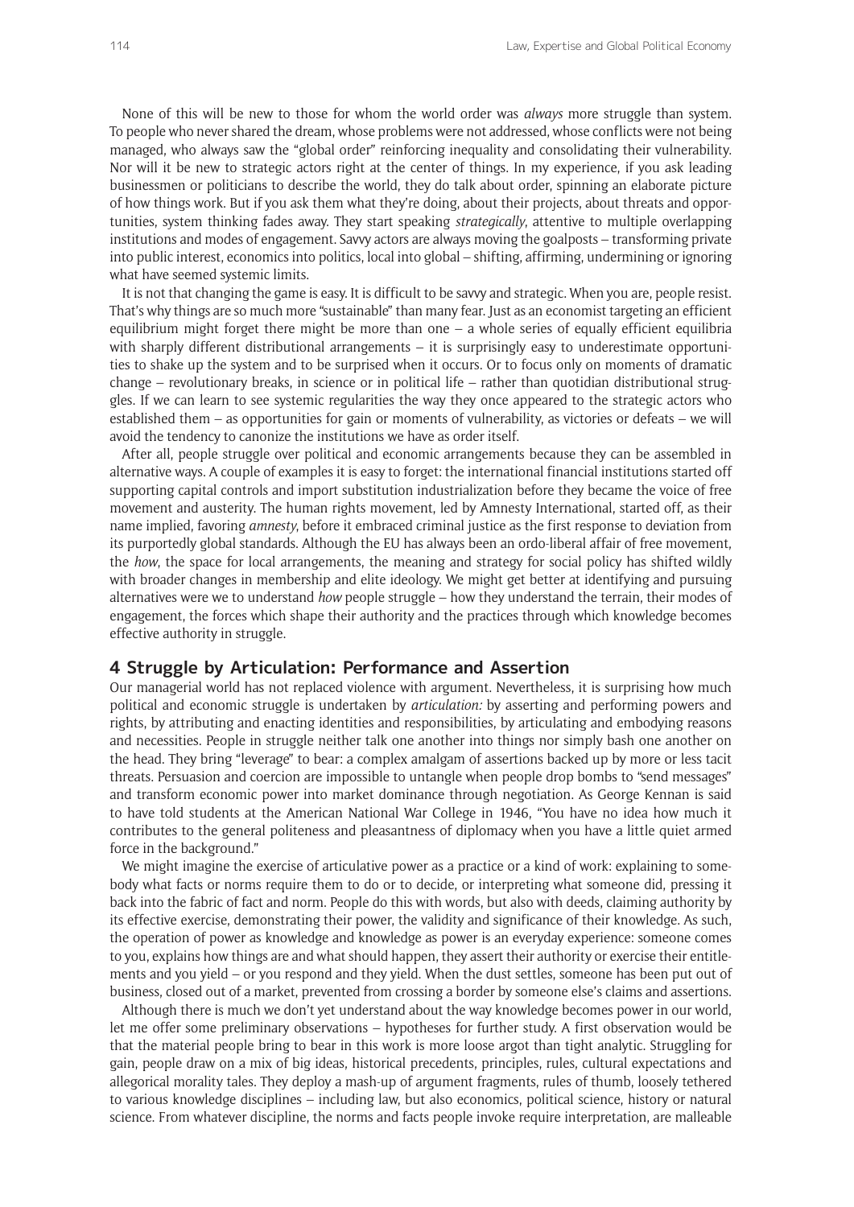None of this will be new to those for whom the world order was *always* more struggle than system. To people who never shared the dream, whose problems were not addressed, whose conflicts were not being managed, who always saw the "global order" reinforcing inequality and consolidating their vulnerability. Nor will it be new to strategic actors right at the center of things. In my experience, if you ask leading businessmen or politicians to describe the world, they do talk about order, spinning an elaborate picture of how things work. But if you ask them what they're doing, about their projects, about threats and opportunities, system thinking fades away. They start speaking *strategically*, attentive to multiple overlapping institutions and modes of engagement. Savvy actors are always moving the goalposts – transforming private into public interest, economics into politics, local into global – shifting, affirming, undermining or ignoring what have seemed systemic limits.

It is not that changing the game is easy. It is difficult to be savvy and strategic. When you are, people resist. That's why things are so much more "sustainable" than many fear. Just as an economist targeting an efficient equilibrium might forget there might be more than one – a whole series of equally efficient equilibria with sharply different distributional arrangements – it is surprisingly easy to underestimate opportunities to shake up the system and to be surprised when it occurs. Or to focus only on moments of dramatic change – revolutionary breaks, in science or in political life – rather than quotidian distributional struggles. If we can learn to see systemic regularities the way they once appeared to the strategic actors who established them – as opportunities for gain or moments of vulnerability, as victories or defeats – we will avoid the tendency to canonize the institutions we have as order itself.

After all, people struggle over political and economic arrangements because they can be assembled in alternative ways. A couple of examples it is easy to forget: the international financial institutions started off supporting capital controls and import substitution industrialization before they became the voice of free movement and austerity. The human rights movement, led by Amnesty International, started off, as their name implied, favoring *amnesty*, before it embraced criminal justice as the first response to deviation from its purportedly global standards. Although the EU has always been an ordo-liberal affair of free movement, the *how*, the space for local arrangements, the meaning and strategy for social policy has shifted wildly with broader changes in membership and elite ideology. We might get better at identifying and pursuing alternatives were we to understand *how* people struggle – how they understand the terrain, their modes of engagement, the forces which shape their authority and the practices through which knowledge becomes effective authority in struggle.

## 4 Struggle by Articulation: Performance and Assertion

Our managerial world has not replaced violence with argument. Nevertheless, it is surprising how much political and economic struggle is undertaken by *articulation:* by asserting and performing powers and rights, by attributing and enacting identities and responsibilities, by articulating and embodying reasons and necessities. People in struggle neither talk one another into things nor simply bash one another on the head. They bring "leverage" to bear: a complex amalgam of assertions backed up by more or less tacit threats. Persuasion and coercion are impossible to untangle when people drop bombs to "send messages" and transform economic power into market dominance through negotiation. As George Kennan is said to have told students at the American National War College in 1946, "You have no idea how much it contributes to the general politeness and pleasantness of diplomacy when you have a little quiet armed force in the background."

We might imagine the exercise of articulative power as a practice or a kind of work: explaining to somebody what facts or norms require them to do or to decide, or interpreting what someone did, pressing it back into the fabric of fact and norm. People do this with words, but also with deeds, claiming authority by its effective exercise, demonstrating their power, the validity and significance of their knowledge. As such, the operation of power as knowledge and knowledge as power is an everyday experience: someone comes to you, explains how things are and what should happen, they assert their authority or exercise their entitlements and you yield – or you respond and they yield. When the dust settles, someone has been put out of business, closed out of a market, prevented from crossing a border by someone else's claims and assertions.

Although there is much we don't yet understand about the way knowledge becomes power in our world, let me offer some preliminary observations – hypotheses for further study. A first observation would be that the material people bring to bear in this work is more loose argot than tight analytic. Struggling for gain, people draw on a mix of big ideas, historical precedents, principles, rules, cultural expectations and allegorical morality tales. They deploy a mash-up of argument fragments, rules of thumb, loosely tethered to various knowledge disciplines – including law, but also economics, political science, history or natural science. From whatever discipline, the norms and facts people invoke require interpretation, are malleable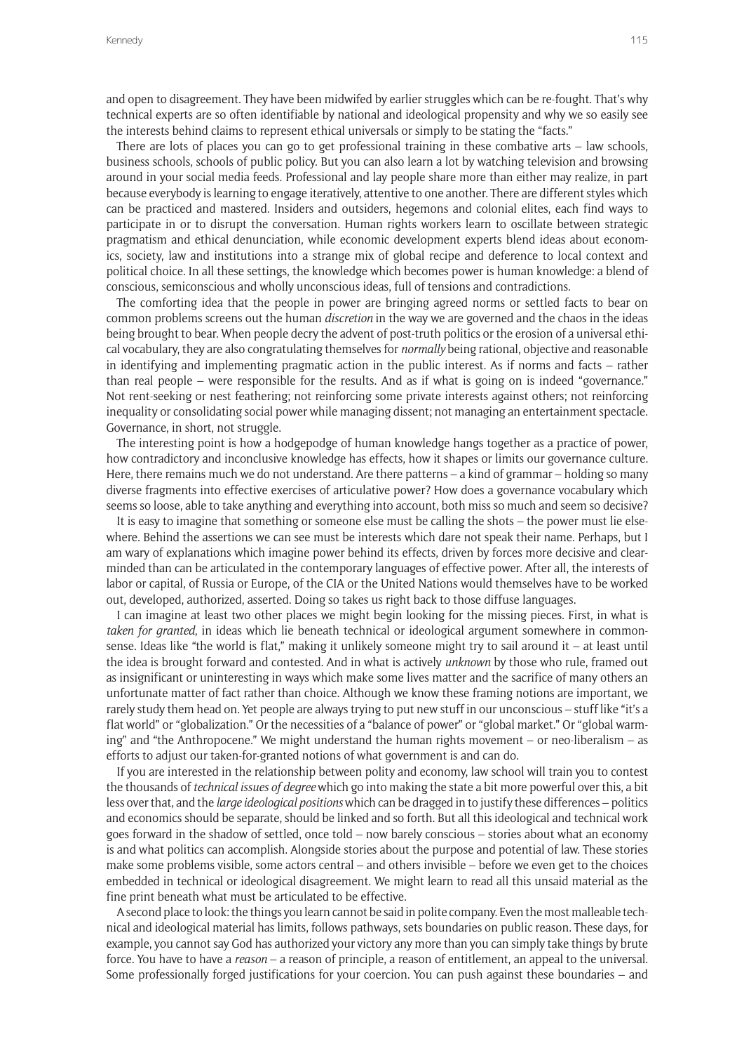and open to disagreement. They have been midwifed by earlier struggles which can be re-fought. That's why technical experts are so often identifiable by national and ideological propensity and why we so easily see the interests behind claims to represent ethical universals or simply to be stating the "facts."

There are lots of places you can go to get professional training in these combative arts – law schools, business schools, schools of public policy. But you can also learn a lot by watching television and browsing around in your social media feeds. Professional and lay people share more than either may realize, in part because everybody is learning to engage iteratively, attentive to one another. There are different styles which can be practiced and mastered. Insiders and outsiders, hegemons and colonial elites, each find ways to participate in or to disrupt the conversation. Human rights workers learn to oscillate between strategic pragmatism and ethical denunciation, while economic development experts blend ideas about economics, society, law and institutions into a strange mix of global recipe and deference to local context and political choice. In all these settings, the knowledge which becomes power is human knowledge: a blend of conscious, semiconscious and wholly unconscious ideas, full of tensions and contradictions.

The comforting idea that the people in power are bringing agreed norms or settled facts to bear on common problems screens out the human *discretion* in the way we are governed and the chaos in the ideas being brought to bear. When people decry the advent of post-truth politics or the erosion of a universal ethical vocabulary, they are also congratulating themselves for *normally* being rational, objective and reasonable in identifying and implementing pragmatic action in the public interest. As if norms and facts – rather than real people – were responsible for the results. And as if what is going on is indeed "governance." Not rent-seeking or nest feathering; not reinforcing some private interests against others; not reinforcing inequality or consolidating social power while managing dissent; not managing an entertainment spectacle. Governance, in short, not struggle.

The interesting point is how a hodgepodge of human knowledge hangs together as a practice of power, how contradictory and inconclusive knowledge has effects, how it shapes or limits our governance culture. Here, there remains much we do not understand. Are there patterns – a kind of grammar – holding so many diverse fragments into effective exercises of articulative power? How does a governance vocabulary which seems so loose, able to take anything and everything into account, both miss so much and seem so decisive?

It is easy to imagine that something or someone else must be calling the shots – the power must lie elsewhere. Behind the assertions we can see must be interests which dare not speak their name. Perhaps, but I am wary of explanations which imagine power behind its effects, driven by forces more decisive and clear-minded than can be articulated in the contemporary languages of effective power. After all, the interests of labor or capital, of Russia or Europe, of the CIA or the United Nations would themselves have to be worked out, developed, authorized, asserted. Doing so takes us right back to those diffuse languages.

I can imagine at least two other places we might begin looking for the missing pieces. First, in what is *taken for granted*, in ideas which lie beneath technical or ideological argument somewhere in commonsense. Ideas like "the world is flat," making it unlikely someone might try to sail around it – at least until the idea is brought forward and contested. And in what is actively *unknown* by those who rule, framed out as insignificant or uninteresting in ways which make some lives matter and the sacrifice of many others an unfortunate matter of fact rather than choice. Although we know these framing notions are important, we rarely study them head on. Yet people are always trying to put new stuff in our unconscious – stuff like "it's a flat world" or "globalization." Or the necessities of a "balance of power" or "global market." Or "global warming" and "the Anthropocene." We might understand the human rights movement – or neo-liberalism – as efforts to adjust our taken-for-granted notions of what government is and can do.

If you are interested in the relationship between polity and economy, law school will train you to contest the thousands of *technical issues of degree* which go into making the state a bit more powerful over this, a bit less over that, and the *large ideological positions* which can be dragged in to justify these differences – politics and economics should be separate, should be linked and so forth. But all this ideological and technical work goes forward in the shadow of settled, once told – now barely conscious – stories about what an economy is and what politics can accomplish. Alongside stories about the purpose and potential of law. These stories make some problems visible, some actors central – and others invisible – before we even get to the choices embedded in technical or ideological disagreement. We might learn to read all this unsaid material as the fine print beneath what must be articulated to be effective.

A second place to look: the things you learn cannot be said in polite company. Even the most malleable technical and ideological material has limits, follows pathways, sets boundaries on public reason. These days, for example, you cannot say God has authorized your victory any more than you can simply take things by brute force. You have to have a *reason* – a reason of principle, a reason of entitlement, an appeal to the universal. Some professionally forged justifications for your coercion. You can push against these boundaries – and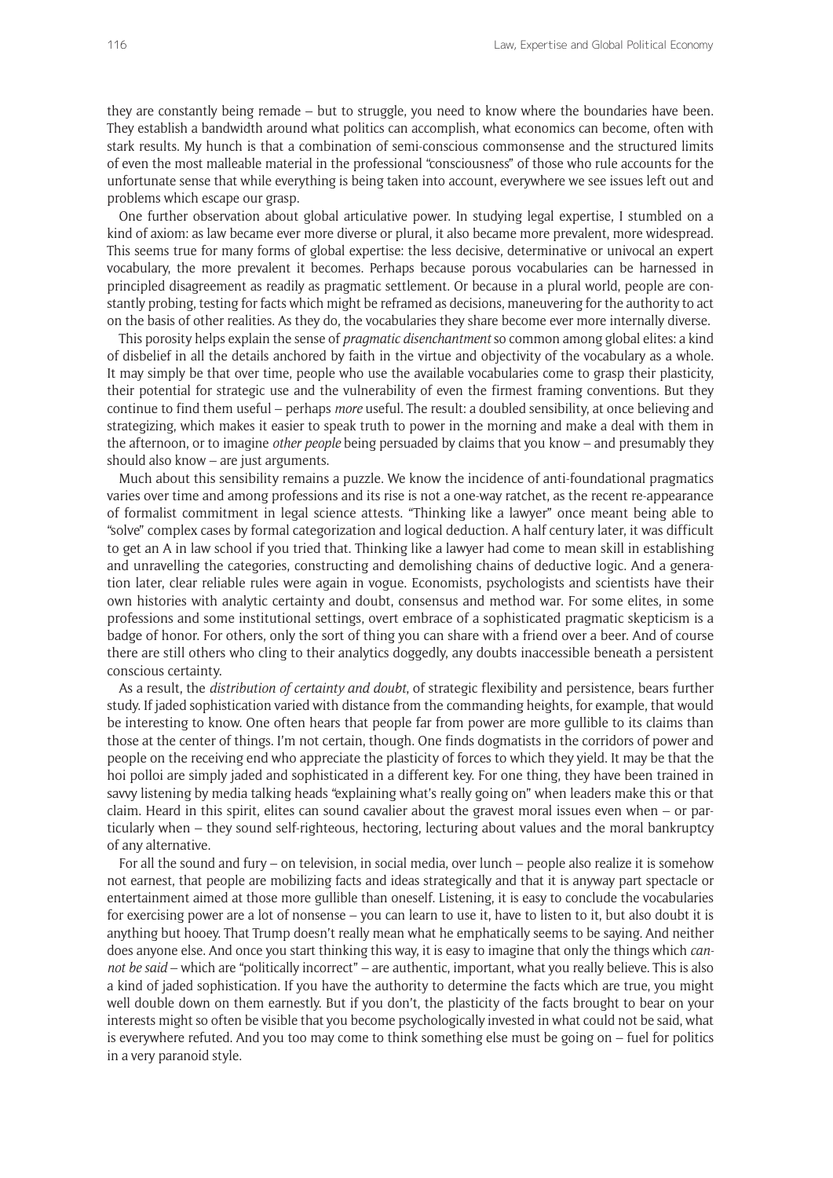they are constantly being remade – but to struggle, you need to know where the boundaries have been. They establish a bandwidth around what politics can accomplish, what economics can become, often with stark results. My hunch is that a combination of semi-conscious commonsense and the structured limits of even the most malleable material in the professional "consciousness" of those who rule accounts for the unfortunate sense that while everything is being taken into account, everywhere we see issues left out and problems which escape our grasp.

One further observation about global articulative power. In studying legal expertise, I stumbled on a kind of axiom: as law became ever more diverse or plural, it also became more prevalent, more widespread. This seems true for many forms of global expertise: the less decisive, determinative or univocal an expert vocabulary, the more prevalent it becomes. Perhaps because porous vocabularies can be harnessed in principled disagreement as readily as pragmatic settlement. Or because in a plural world, people are constantly probing, testing for facts which might be reframed as decisions, maneuvering for the authority to act on the basis of other realities. As they do, the vocabularies they share become ever more internally diverse.

This porosity helps explain the sense of *pragmatic disenchantment* so common among global elites: a kind of disbelief in all the details anchored by faith in the virtue and objectivity of the vocabulary as a whole. It may simply be that over time, people who use the available vocabularies come to grasp their plasticity, their potential for strategic use and the vulnerability of even the firmest framing conventions. But they continue to find them useful – perhaps *more* useful. The result: a doubled sensibility, at once believing and strategizing, which makes it easier to speak truth to power in the morning and make a deal with them in the afternoon, or to imagine *other people* being persuaded by claims that you know – and presumably they should also know – are just arguments.

Much about this sensibility remains a puzzle. We know the incidence of anti-foundational pragmatics varies over time and among professions and its rise is not a one-way ratchet, as the recent re-appearance of formalist commitment in legal science attests. "Thinking like a lawyer" once meant being able to "solve" complex cases by formal categorization and logical deduction. A half century later, it was difficult to get an A in law school if you tried that. Thinking like a lawyer had come to mean skill in establishing and unravelling the categories, constructing and demolishing chains of deductive logic. And a generation later, clear reliable rules were again in vogue. Economists, psychologists and scientists have their own histories with analytic certainty and doubt, consensus and method war. For some elites, in some professions and some institutional settings, overt embrace of a sophisticated pragmatic skepticism is a badge of honor. For others, only the sort of thing you can share with a friend over a beer. And of course there are still others who cling to their analytics doggedly, any doubts inaccessible beneath a persistent conscious certainty.

As a result, the *distribution of certainty and doubt*, of strategic flexibility and persistence, bears further study. If jaded sophistication varied with distance from the commanding heights, for example, that would be interesting to know. One often hears that people far from power are more gullible to its claims than those at the center of things. I'm not certain, though. One finds dogmatists in the corridors of power and people on the receiving end who appreciate the plasticity of forces to which they yield. It may be that the hoi polloi are simply jaded and sophisticated in a different key. For one thing, they have been trained in savvy listening by media talking heads "explaining what's really going on" when leaders make this or that claim. Heard in this spirit, elites can sound cavalier about the gravest moral issues even when – or particularly when – they sound self-righteous, hectoring, lecturing about values and the moral bankruptcy of any alternative.

For all the sound and fury – on television, in social media, over lunch – people also realize it is somehow not earnest, that people are mobilizing facts and ideas strategically and that it is anyway part spectacle or entertainment aimed at those more gullible than oneself. Listening, it is easy to conclude the vocabularies for exercising power are a lot of nonsense – you can learn to use it, have to listen to it, but also doubt it is anything but hooey. That Trump doesn't really mean what he emphatically seems to be saying. And neither does anyone else. And once you start thinking this way, it is easy to imagine that only the things which *cannot be said* – which are "politically incorrect" – are authentic, important, what you really believe. This is also a kind of jaded sophistication. If you have the authority to determine the facts which are true, you might well double down on them earnestly. But if you don't, the plasticity of the facts brought to bear on your interests might so often be visible that you become psychologically invested in what could not be said, what is everywhere refuted. And you too may come to think something else must be going on – fuel for politics in a very paranoid style.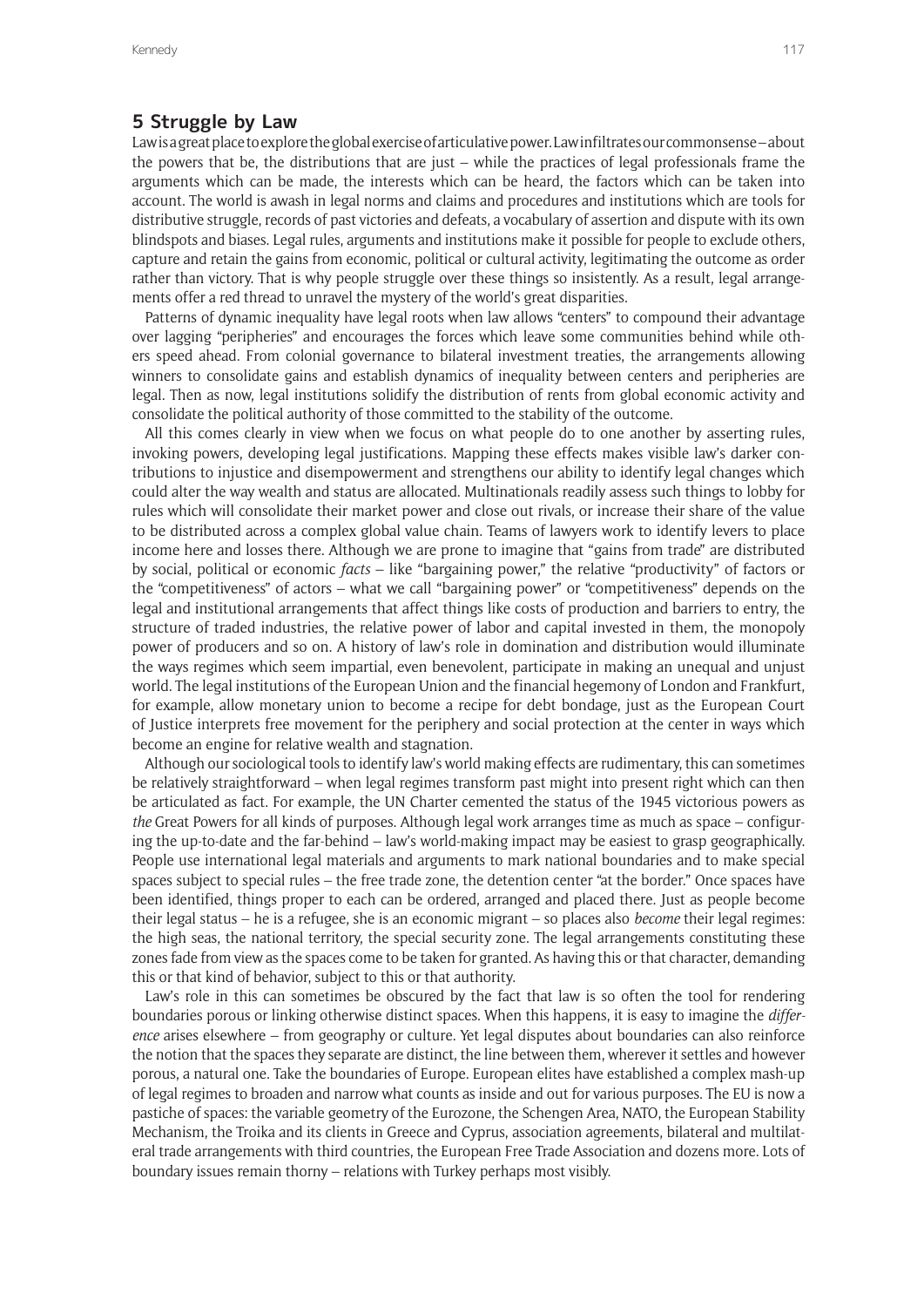## 5 Struggle by Law

Law is a great place to explore the global exercise of articulative power. Law infiltrates our commonsense – about the powers that be, the distributions that are just – while the practices of legal professionals frame the arguments which can be made, the interests which can be heard, the factors which can be taken into account. The world is awash in legal norms and claims and procedures and institutions which are tools for distributive struggle, records of past victories and defeats, a vocabulary of assertion and dispute with its own blindspots and biases. Legal rules, arguments and institutions make it possible for people to exclude others, capture and retain the gains from economic, political or cultural activity, legitimating the outcome as order rather than victory. That is why people struggle over these things so insistently. As a result, legal arrangements offer a red thread to unravel the mystery of the world's great disparities.

Patterns of dynamic inequality have legal roots when law allows "centers" to compound their advantage over lagging "peripheries" and encourages the forces which leave some communities behind while others speed ahead. From colonial governance to bilateral investment treaties, the arrangements allowing winners to consolidate gains and establish dynamics of inequality between centers and peripheries are legal. Then as now, legal institutions solidify the distribution of rents from global economic activity and consolidate the political authority of those committed to the stability of the outcome.

All this comes clearly in view when we focus on what people do to one another by asserting rules, invoking powers, developing legal justifications. Mapping these effects makes visible law's darker contributions to injustice and disempowerment and strengthens our ability to identify legal changes which could alter the way wealth and status are allocated. Multinationals readily assess such things to lobby for rules which will consolidate their market power and close out rivals, or increase their share of the value to be distributed across a complex global value chain. Teams of lawyers work to identify levers to place income here and losses there. Although we are prone to imagine that "gains from trade" are distributed by social, political or economic *facts* – like "bargaining power," the relative "productivity" of factors or the "competitiveness" of actors – what we call "bargaining power" or "competitiveness" depends on the legal and institutional arrangements that affect things like costs of production and barriers to entry, the structure of traded industries, the relative power of labor and capital invested in them, the monopoly power of producers and so on. A history of law's role in domination and distribution would illuminate the ways regimes which seem impartial, even benevolent, participate in making an unequal and unjust world. The legal institutions of the European Union and the financial hegemony of London and Frankfurt, for example, allow monetary union to become a recipe for debt bondage, just as the European Court of Justice interprets free movement for the periphery and social protection at the center in ways which become an engine for relative wealth and stagnation.

Although our sociological tools to identify law's world making effects are rudimentary, this can sometimes be relatively straightforward – when legal regimes transform past might into present right which can then be articulated as fact. For example, the UN Charter cemented the status of the 1945 victorious powers as *the* Great Powers for all kinds of purposes. Although legal work arranges time as much as space – configuring the up-to-date and the far-behind – law's world-making impact may be easiest to grasp geographically. People use international legal materials and arguments to mark national boundaries and to make special spaces subject to special rules – the free trade zone, the detention center "at the border." Once spaces have been identified, things proper to each can be ordered, arranged and placed there. Just as people become their legal status – he is a refugee, she is an economic migrant – so places also *become* their legal regimes: the high seas, the national territory, the special security zone. The legal arrangements constituting these zones fade from view as the spaces come to be taken for granted. As having this or that character, demanding this or that kind of behavior, subject to this or that authority.

Law's role in this can sometimes be obscured by the fact that law is so often the tool for rendering boundaries porous or linking otherwise distinct spaces. When this happens, it is easy to imagine the *difference* arises elsewhere – from geography or culture. Yet legal disputes about boundaries can also reinforce the notion that the spaces they separate are distinct, the line between them, wherever it settles and however porous, a natural one. Take the boundaries of Europe. European elites have established a complex mash-up of legal regimes to broaden and narrow what counts as inside and out for various purposes. The EU is now a pastiche of spaces: the variable geometry of the Eurozone, the Schengen Area, NATO, the European Stability Mechanism, the Troika and its clients in Greece and Cyprus, association agreements, bilateral and multilateral trade arrangements with third countries, the European Free Trade Association and dozens more. Lots of boundary issues remain thorny – relations with Turkey perhaps most visibly.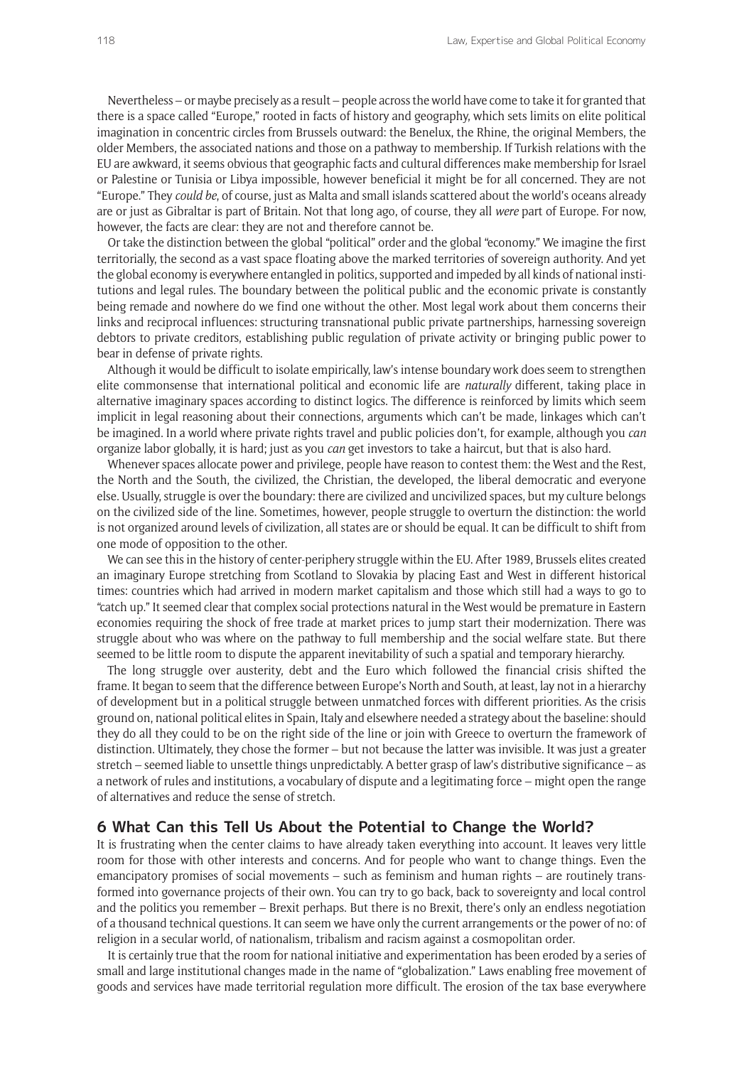Nevertheless – or maybe precisely as a result – people across the world have come to take it for granted that there is a space called "Europe," rooted in facts of history and geography, which sets limits on elite political imagination in concentric circles from Brussels outward: the Benelux, the Rhine, the original Members, the older Members, the associated nations and those on a pathway to membership. If Turkish relations with the EU are awkward, it seems obvious that geographic facts and cultural differences make membership for Israel or Palestine or Tunisia or Libya impossible, however beneficial it might be for all concerned. They are not "Europe." They *could be*, of course, just as Malta and small islands scattered about the world's oceans already are or just as Gibraltar is part of Britain. Not that long ago, of course, they all *were* part of Europe. For now, however, the facts are clear: they are not and therefore cannot be.

Or take the distinction between the global "political" order and the global "economy." We imagine the first territorially, the second as a vast space floating above the marked territories of sovereign authority. And yet the global economy is everywhere entangled in politics, supported and impeded by all kinds of national institutions and legal rules. The boundary between the political public and the economic private is constantly being remade and nowhere do we find one without the other. Most legal work about them concerns their links and reciprocal influences: structuring transnational public private partnerships, harnessing sovereign debtors to private creditors, establishing public regulation of private activity or bringing public power to bear in defense of private rights.

Although it would be difficult to isolate empirically, law's intense boundary work does seem to strengthen elite commonsense that international political and economic life are *naturally* different, taking place in alternative imaginary spaces according to distinct logics. The difference is reinforced by limits which seem implicit in legal reasoning about their connections, arguments which can't be made, linkages which can't be imagined. In a world where private rights travel and public policies don't, for example, although you *can* organize labor globally, it is hard; just as you *can* get investors to take a haircut, but that is also hard.

Whenever spaces allocate power and privilege, people have reason to contest them: the West and the Rest, the North and the South, the civilized, the Christian, the developed, the liberal democratic and everyone else. Usually, struggle is over the boundary: there are civilized and uncivilized spaces, but my culture belongs on the civilized side of the line. Sometimes, however, people struggle to overturn the distinction: the world is not organized around levels of civilization, all states are or should be equal. It can be difficult to shift from one mode of opposition to the other.

We can see this in the history of center-periphery struggle within the EU. After 1989, Brussels elites created an imaginary Europe stretching from Scotland to Slovakia by placing East and West in different historical times: countries which had arrived in modern market capitalism and those which still had a ways to go to "catch up." It seemed clear that complex social protections natural in the West would be premature in Eastern economies requiring the shock of free trade at market prices to jump start their modernization. There was struggle about who was where on the pathway to full membership and the social welfare state. But there seemed to be little room to dispute the apparent inevitability of such a spatial and temporary hierarchy.

The long struggle over austerity, debt and the Euro which followed the financial crisis shifted the frame. It began to seem that the difference between Europe's North and South, at least, lay not in a hierarchy of development but in a political struggle between unmatched forces with different priorities. As the crisis ground on, national political elites in Spain, Italy and elsewhere needed a strategy about the baseline: should they do all they could to be on the right side of the line or join with Greece to overturn the framework of distinction. Ultimately, they chose the former – but not because the latter was invisible. It was just a greater stretch – seemed liable to unsettle things unpredictably. A better grasp of law's distributive significance – as a network of rules and institutions, a vocabulary of dispute and a legitimating force – might open the range of alternatives and reduce the sense of stretch.

## 6 What Can this Tell Us About the Potential to Change the World?

It is frustrating when the center claims to have already taken everything into account. It leaves very little room for those with other interests and concerns. And for people who want to change things. Even the emancipatory promises of social movements – such as feminism and human rights – are routinely transformed into governance projects of their own. You can try to go back, back to sovereignty and local control and the politics you remember – Brexit perhaps. But there is no Brexit, there's only an endless negotiation of a thousand technical questions. It can seem we have only the current arrangements or the power of no: of religion in a secular world, of nationalism, tribalism and racism against a cosmopolitan order.

It is certainly true that the room for national initiative and experimentation has been eroded by a series of small and large institutional changes made in the name of "globalization." Laws enabling free movement of goods and services have made territorial regulation more difficult. The erosion of the tax base everywhere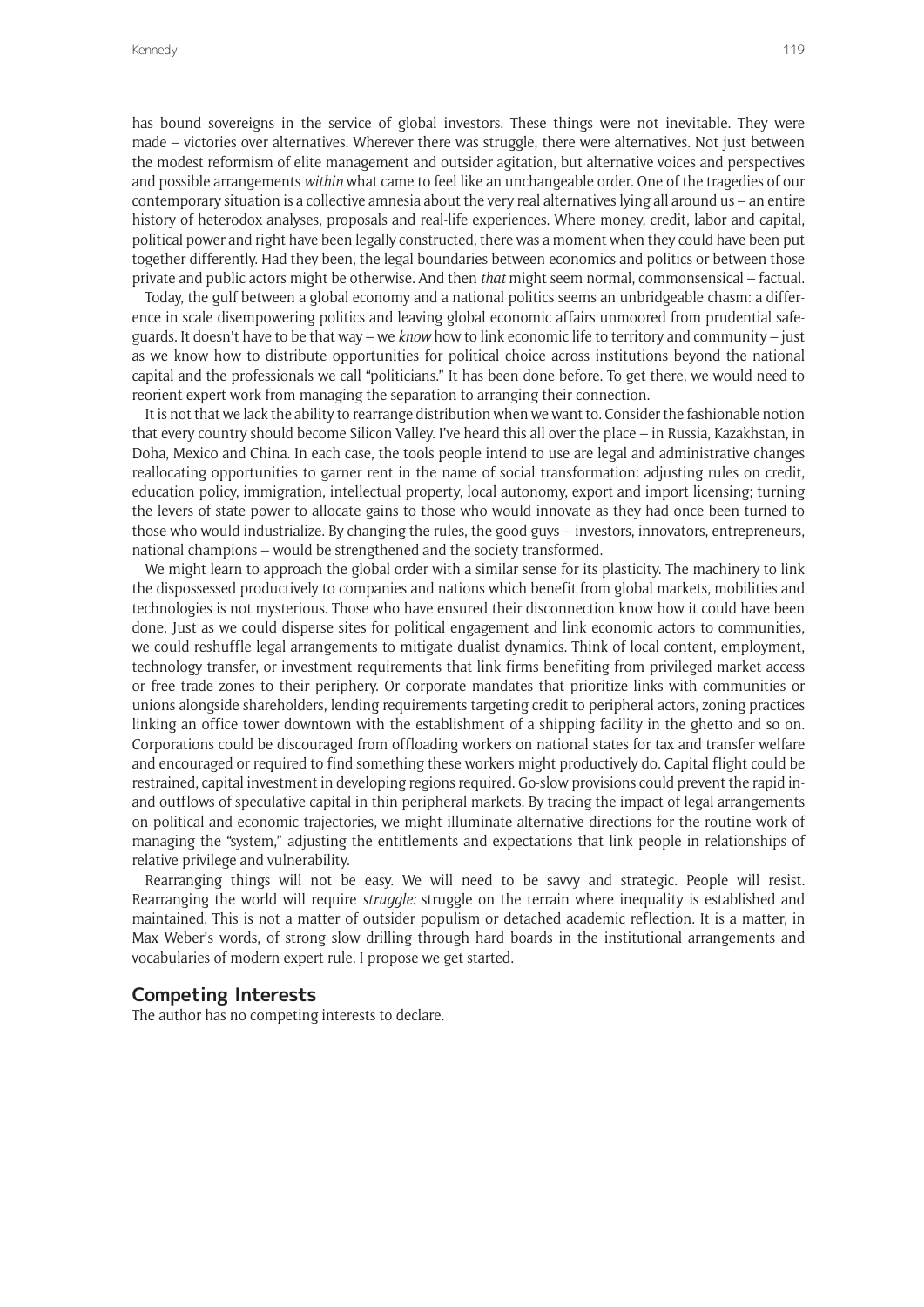has bound sovereigns in the service of global investors. These things were not inevitable. They were made – victories over alternatives. Wherever there was struggle, there were alternatives. Not just between the modest reformism of elite management and outsider agitation, but alternative voices and perspectives and possible arrangements *within* what came to feel like an unchangeable order. One of the tragedies of our contemporary situation is a collective amnesia about the very real alternatives lying all around us – an entire history of heterodox analyses, proposals and real-life experiences. Where money, credit, labor and capital, political power and right have been legally constructed, there was a moment when they could have been put together differently. Had they been, the legal boundaries between economics and politics or between those private and public actors might be otherwise. And then *that* might seem normal, commonsensical – factual.

Today, the gulf between a global economy and a national politics seems an unbridgeable chasm: a difference in scale disempowering politics and leaving global economic affairs unmoored from prudential safeguards. It doesn't have to be that way – we *know* how to link economic life to territory and community – just as we know how to distribute opportunities for political choice across institutions beyond the national capital and the professionals we call "politicians." It has been done before. To get there, we would need to reorient expert work from managing the separation to arranging their connection.

It is not that we lack the ability to rearrange distribution when we want to. Consider the fashionable notion that every country should become Silicon Valley. I've heard this all over the place – in Russia, Kazakhstan, in Doha, Mexico and China. In each case, the tools people intend to use are legal and administrative changes reallocating opportunities to garner rent in the name of social transformation: adjusting rules on credit, education policy, immigration, intellectual property, local autonomy, export and import licensing; turning the levers of state power to allocate gains to those who would innovate as they had once been turned to those who would industrialize. By changing the rules, the good guys – investors, innovators, entrepreneurs, national champions – would be strengthened and the society transformed.

We might learn to approach the global order with a similar sense for its plasticity. The machinery to link the dispossessed productively to companies and nations which benefit from global markets, mobilities and technologies is not mysterious. Those who have ensured their disconnection know how it could have been done. Just as we could disperse sites for political engagement and link economic actors to communities, we could reshuffle legal arrangements to mitigate dualist dynamics. Think of local content, employment, technology transfer, or investment requirements that link firms benefiting from privileged market access or free trade zones to their periphery. Or corporate mandates that prioritize links with communities or unions alongside shareholders, lending requirements targeting credit to peripheral actors, zoning practices linking an office tower downtown with the establishment of a shipping facility in the ghetto and so on. Corporations could be discouraged from offloading workers on national states for tax and transfer welfare and encouraged or required to find something these workers might productively do. Capital flight could be restrained, capital investment in developing regions required. Go-slow provisions could prevent the rapid in- and outflows of speculative capital in thin peripheral markets. By tracing the impact of legal arrangements on political and economic trajectories, we might illuminate alternative directions for the routine work of managing the "system," adjusting the entitlements and expectations that link people in relationships of relative privilege and vulnerability.

Rearranging things will not be easy. We will need to be savvy and strategic. People will resist. Rearranging the world will require *struggle:* struggle on the terrain where inequality is established and maintained. This is not a matter of outsider populism or detached academic reflection. It is a matter, in Max Weber's words, of strong slow drilling through hard boards in the institutional arrangements and vocabularies of modern expert rule. I propose we get started.

## Competing Interests

The author has no competing interests to declare.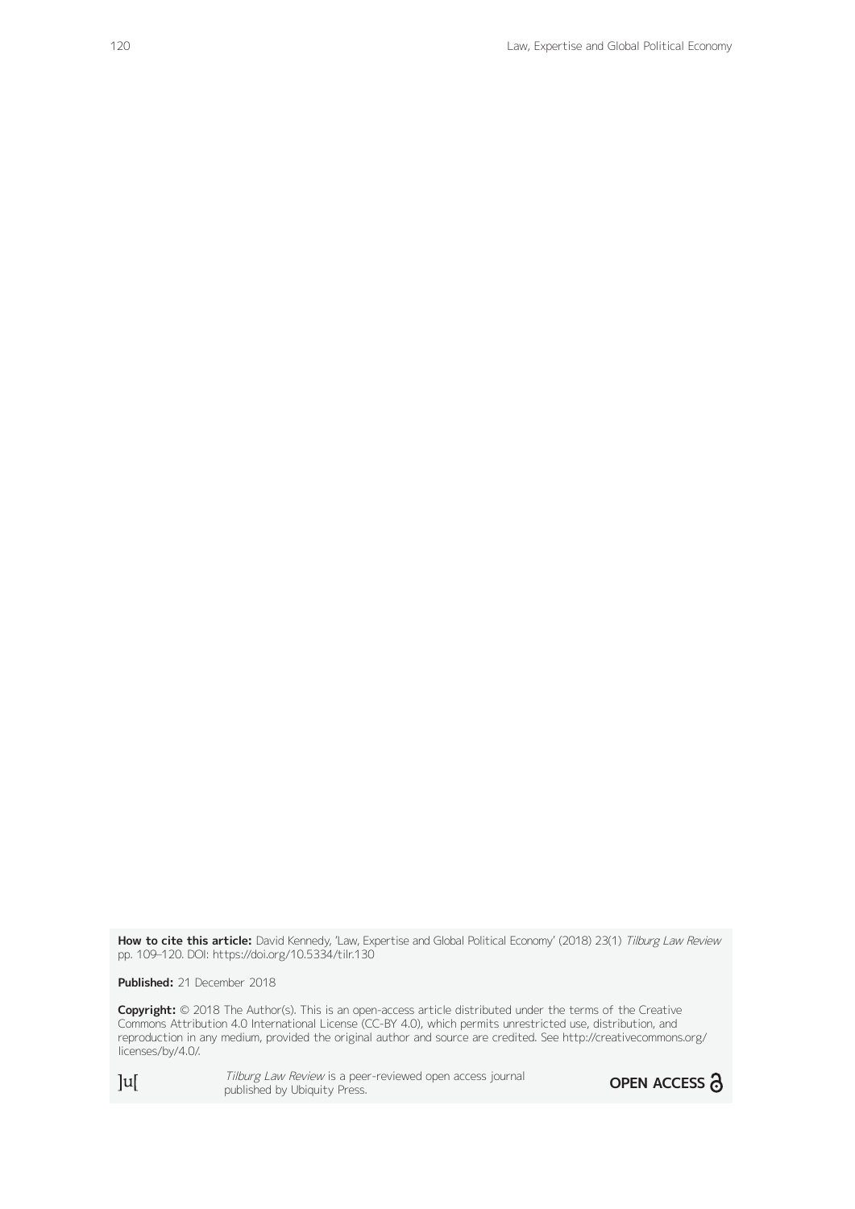**How to cite this article:** David Kennedy, 'Law, Expertise and Global Political Economy' (2018) 23(1) *Tilburg Law Review* pp. 109–120. DOI: https://doi.org/10.5334/tilr.130

**Published:** 21 December 2018

**Copyright:** © 2018 The Author(s). This is an open-access article distributed under the terms of the Creative Commons Attribution 4.0 International License (CC-BY 4.0), which permits unrestricted use, distribution, and reproduction in any medium, provided the original author and source are credited. See http://creativecommons.org/licenses/by/4.0/.

]u[ *Tilburg Law Review* is a peer-reviewed open access journal published by Ubiquity Press.

**OPEN ACCESS**